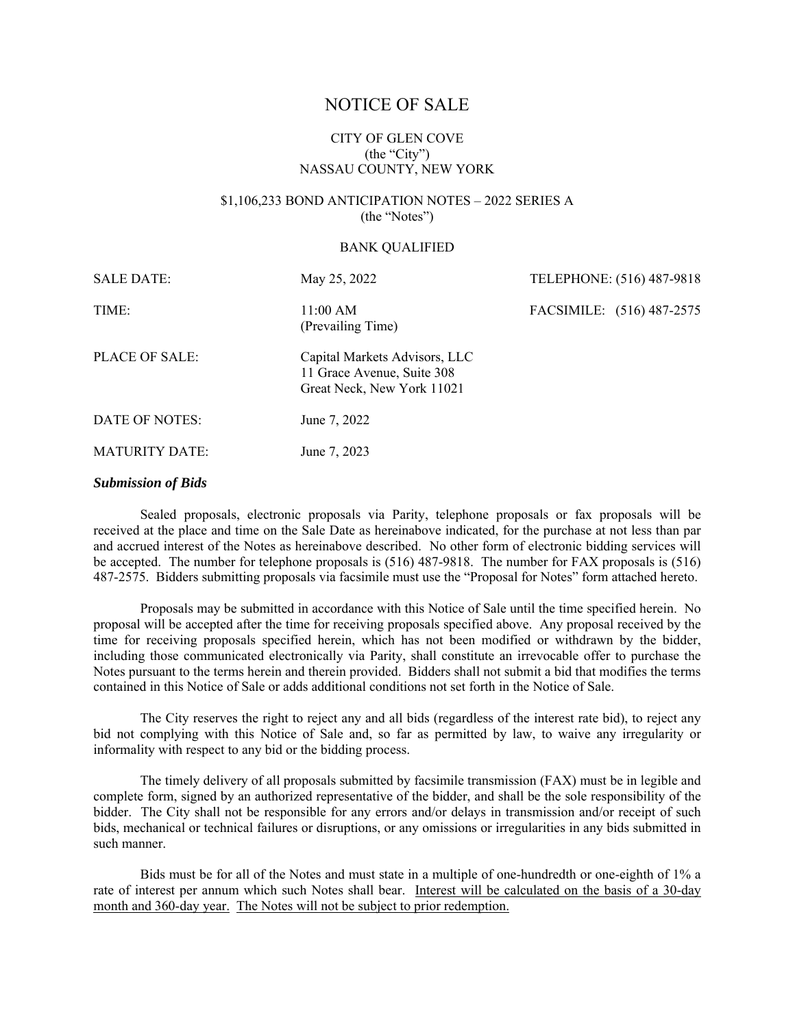# NOTICE OF SALE

CITY OF GLEN COVE
(the "City")
NASSAU COUNTY, NEW YORK

$1,106,233 BOND ANTICIPATION NOTES – 2022 SERIES A
(the "Notes")

BANK QUALIFIED

| | | |
|---|---|---|
| SALE DATE: | May 25, 2022 | TELEPHONE: (516) 487-9818 |
| TIME: | 11:00 AM (Prevailing Time) | FACSIMILE: (516) 487-2575 |
| PLACE OF SALE: | Capital Markets Advisors, LLC<br>11 Grace Avenue, Suite 308<br>Great Neck, New York 11021 | |
| DATE OF NOTES: | June 7, 2022 | |
| MATURITY DATE: | June 7, 2023 | |

***Submission of Bids***

Sealed proposals, electronic proposals via Parity, telephone proposals or fax proposals will be received at the place and time on the Sale Date as hereinabove indicated, for the purchase at not less than par and accrued interest of the Notes as hereinabove described. No other form of electronic bidding services will be accepted. The number for telephone proposals is (516) 487-9818. The number for FAX proposals is (516) 487-2575. Bidders submitting proposals via facsimile must use the "Proposal for Notes" form attached hereto.

Proposals may be submitted in accordance with this Notice of Sale until the time specified herein. No proposal will be accepted after the time for receiving proposals specified above. Any proposal received by the time for receiving proposals specified herein, which has not been modified or withdrawn by the bidder, including those communicated electronically via Parity, shall constitute an irrevocable offer to purchase the Notes pursuant to the terms herein and therein provided. Bidders shall not submit a bid that modifies the terms contained in this Notice of Sale or adds additional conditions not set forth in the Notice of Sale.

The City reserves the right to reject any and all bids (regardless of the interest rate bid), to reject any bid not complying with this Notice of Sale and, so far as permitted by law, to waive any irregularity or informality with respect to any bid or the bidding process.

The timely delivery of all proposals submitted by facsimile transmission (FAX) must be in legible and complete form, signed by an authorized representative of the bidder, and shall be the sole responsibility of the bidder. The City shall not be responsible for any errors and/or delays in transmission and/or receipt of such bids, mechanical or technical failures or disruptions, or any omissions or irregularities in any bids submitted in such manner.

Bids must be for all of the Notes and must state in a multiple of one-hundredth or one-eighth of 1% a rate of interest per annum which such Notes shall bear. Interest will be calculated on the basis of a 30-day month and 360-day year. The Notes will not be subject to prior redemption.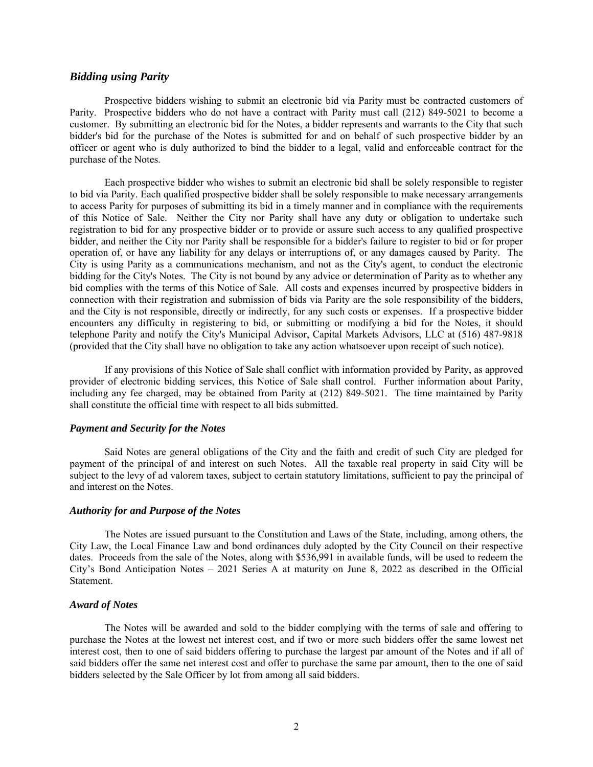### *Bidding using Parity*

Prospective bidders wishing to submit an electronic bid via Parity must be contracted customers of Parity. Prospective bidders who do not have a contract with Parity must call (212) 849-5021 to become a customer. By submitting an electronic bid for the Notes, a bidder represents and warrants to the City that such bidder's bid for the purchase of the Notes is submitted for and on behalf of such prospective bidder by an officer or agent who is duly authorized to bind the bidder to a legal, valid and enforceable contract for the purchase of the Notes.

Each prospective bidder who wishes to submit an electronic bid shall be solely responsible to register to bid via Parity. Each qualified prospective bidder shall be solely responsible to make necessary arrangements to access Parity for purposes of submitting its bid in a timely manner and in compliance with the requirements of this Notice of Sale. Neither the City nor Parity shall have any duty or obligation to undertake such registration to bid for any prospective bidder or to provide or assure such access to any qualified prospective bidder, and neither the City nor Parity shall be responsible for a bidder's failure to register to bid or for proper operation of, or have any liability for any delays or interruptions of, or any damages caused by Parity. The City is using Parity as a communications mechanism, and not as the City's agent, to conduct the electronic bidding for the City's Notes. The City is not bound by any advice or determination of Parity as to whether any bid complies with the terms of this Notice of Sale. All costs and expenses incurred by prospective bidders in connection with their registration and submission of bids via Parity are the sole responsibility of the bidders, and the City is not responsible, directly or indirectly, for any such costs or expenses. If a prospective bidder encounters any difficulty in registering to bid, or submitting or modifying a bid for the Notes, it should telephone Parity and notify the City's Municipal Advisor, Capital Markets Advisors, LLC at (516) 487-9818 (provided that the City shall have no obligation to take any action whatsoever upon receipt of such notice).

If any provisions of this Notice of Sale shall conflict with information provided by Parity, as approved provider of electronic bidding services, this Notice of Sale shall control. Further information about Parity, including any fee charged, may be obtained from Parity at (212) 849-5021. The time maintained by Parity shall constitute the official time with respect to all bids submitted.

### *Payment and Security for the Notes*

Said Notes are general obligations of the City and the faith and credit of such City are pledged for payment of the principal of and interest on such Notes. All the taxable real property in said City will be subject to the levy of ad valorem taxes, subject to certain statutory limitations, sufficient to pay the principal of and interest on the Notes.

### *Authority for and Purpose of the Notes*

The Notes are issued pursuant to the Constitution and Laws of the State, including, among others, the City Law, the Local Finance Law and bond ordinances duly adopted by the City Council on their respective dates. Proceeds from the sale of the Notes, along with $536,991 in available funds, will be used to redeem the City's Bond Anticipation Notes – 2021 Series A at maturity on June 8, 2022 as described in the Official Statement.

### *Award of Notes*

The Notes will be awarded and sold to the bidder complying with the terms of sale and offering to purchase the Notes at the lowest net interest cost, and if two or more such bidders offer the same lowest net interest cost, then to one of said bidders offering to purchase the largest par amount of the Notes and if all of said bidders offer the same net interest cost and offer to purchase the same par amount, then to the one of said bidders selected by the Sale Officer by lot from among all said bidders.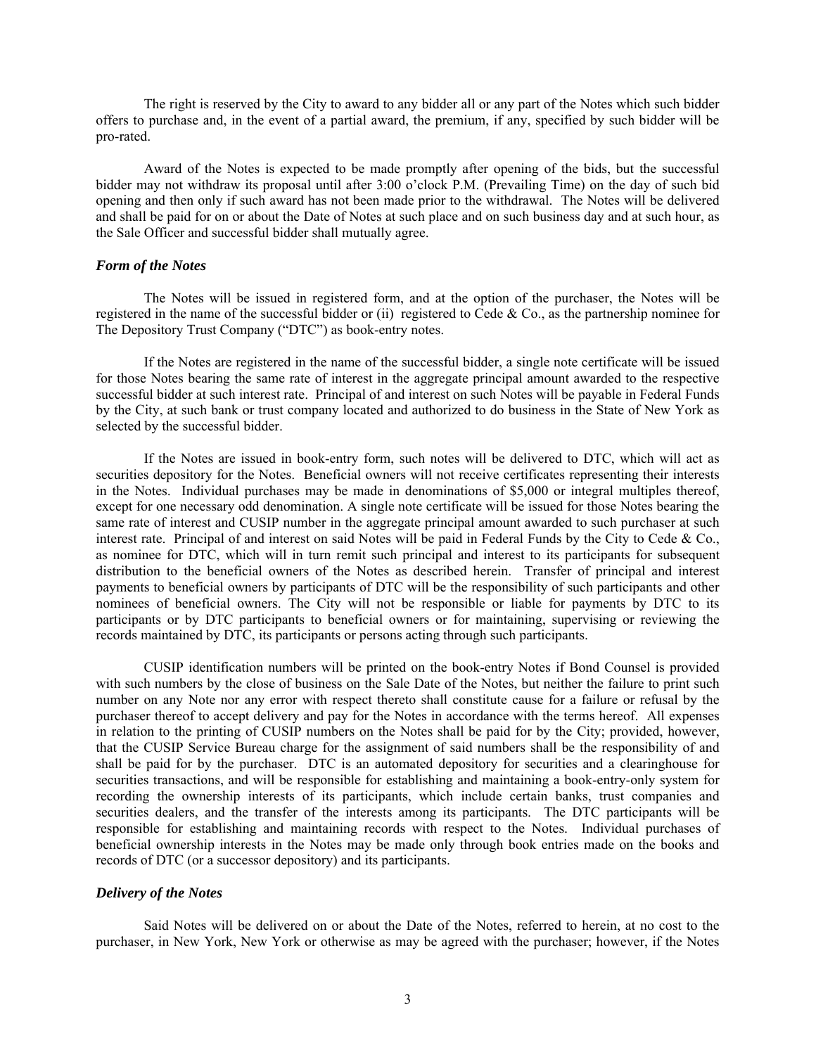The right is reserved by the City to award to any bidder all or any part of the Notes which such bidder offers to purchase and, in the event of a partial award, the premium, if any, specified by such bidder will be pro-rated.

Award of the Notes is expected to be made promptly after opening of the bids, but the successful bidder may not withdraw its proposal until after 3:00 o'clock P.M. (Prevailing Time) on the day of such bid opening and then only if such award has not been made prior to the withdrawal. The Notes will be delivered and shall be paid for on or about the Date of Notes at such place and on such business day and at such hour, as the Sale Officer and successful bidder shall mutually agree.

### *Form of the Notes*

The Notes will be issued in registered form, and at the option of the purchaser, the Notes will be registered in the name of the successful bidder or (ii) registered to Cede & Co., as the partnership nominee for The Depository Trust Company ("DTC") as book-entry notes.

If the Notes are registered in the name of the successful bidder, a single note certificate will be issued for those Notes bearing the same rate of interest in the aggregate principal amount awarded to the respective successful bidder at such interest rate. Principal of and interest on such Notes will be payable in Federal Funds by the City, at such bank or trust company located and authorized to do business in the State of New York as selected by the successful bidder.

If the Notes are issued in book-entry form, such notes will be delivered to DTC, which will act as securities depository for the Notes. Beneficial owners will not receive certificates representing their interests in the Notes. Individual purchases may be made in denominations of $5,000 or integral multiples thereof, except for one necessary odd denomination. A single note certificate will be issued for those Notes bearing the same rate of interest and CUSIP number in the aggregate principal amount awarded to such purchaser at such interest rate. Principal of and interest on said Notes will be paid in Federal Funds by the City to Cede & Co., as nominee for DTC, which will in turn remit such principal and interest to its participants for subsequent distribution to the beneficial owners of the Notes as described herein. Transfer of principal and interest payments to beneficial owners by participants of DTC will be the responsibility of such participants and other nominees of beneficial owners. The City will not be responsible or liable for payments by DTC to its participants or by DTC participants to beneficial owners or for maintaining, supervising or reviewing the records maintained by DTC, its participants or persons acting through such participants.

CUSIP identification numbers will be printed on the book-entry Notes if Bond Counsel is provided with such numbers by the close of business on the Sale Date of the Notes, but neither the failure to print such number on any Note nor any error with respect thereto shall constitute cause for a failure or refusal by the purchaser thereof to accept delivery and pay for the Notes in accordance with the terms hereof. All expenses in relation to the printing of CUSIP numbers on the Notes shall be paid for by the City; provided, however, that the CUSIP Service Bureau charge for the assignment of said numbers shall be the responsibility of and shall be paid for by the purchaser. DTC is an automated depository for securities and a clearinghouse for securities transactions, and will be responsible for establishing and maintaining a book-entry-only system for recording the ownership interests of its participants, which include certain banks, trust companies and securities dealers, and the transfer of the interests among its participants. The DTC participants will be responsible for establishing and maintaining records with respect to the Notes. Individual purchases of beneficial ownership interests in the Notes may be made only through book entries made on the books and records of DTC (or a successor depository) and its participants.

### *Delivery of the Notes*

Said Notes will be delivered on or about the Date of the Notes, referred to herein, at no cost to the purchaser, in New York, New York or otherwise as may be agreed with the purchaser; however, if the Notes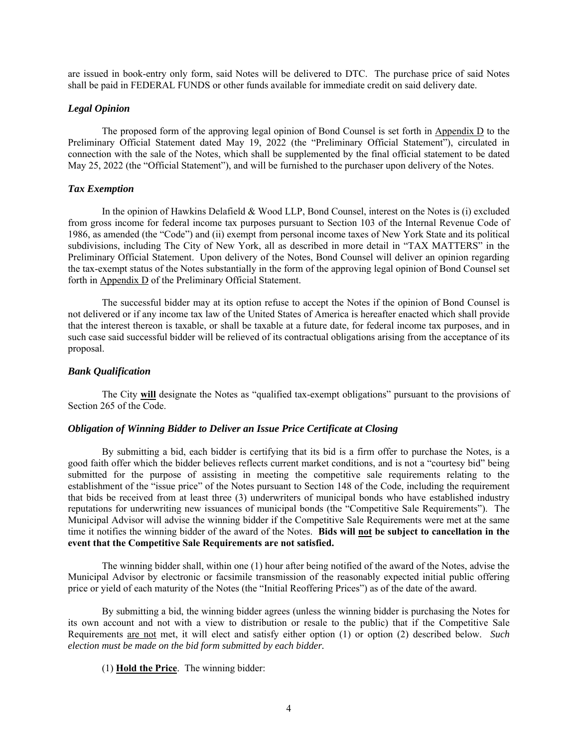are issued in book-entry only form, said Notes will be delivered to DTC. The purchase price of said Notes shall be paid in FEDERAL FUNDS or other funds available for immediate credit on said delivery date.

### *Legal Opinion*

The proposed form of the approving legal opinion of Bond Counsel is set forth in Appendix D to the Preliminary Official Statement dated May 19, 2022 (the "Preliminary Official Statement"), circulated in connection with the sale of the Notes, which shall be supplemented by the final official statement to be dated May 25, 2022 (the "Official Statement"), and will be furnished to the purchaser upon delivery of the Notes.

### *Tax Exemption*

In the opinion of Hawkins Delafield & Wood LLP, Bond Counsel, interest on the Notes is (i) excluded from gross income for federal income tax purposes pursuant to Section 103 of the Internal Revenue Code of 1986, as amended (the "Code") and (ii) exempt from personal income taxes of New York State and its political subdivisions, including The City of New York, all as described in more detail in "TAX MATTERS" in the Preliminary Official Statement. Upon delivery of the Notes, Bond Counsel will deliver an opinion regarding the tax-exempt status of the Notes substantially in the form of the approving legal opinion of Bond Counsel set forth in Appendix D of the Preliminary Official Statement.

The successful bidder may at its option refuse to accept the Notes if the opinion of Bond Counsel is not delivered or if any income tax law of the United States of America is hereafter enacted which shall provide that the interest thereon is taxable, or shall be taxable at a future date, for federal income tax purposes, and in such case said successful bidder will be relieved of its contractual obligations arising from the acceptance of its proposal.

### *Bank Qualification*

The City **will** designate the Notes as "qualified tax-exempt obligations" pursuant to the provisions of Section 265 of the Code.

### *Obligation of Winning Bidder to Deliver an Issue Price Certificate at Closing*

By submitting a bid, each bidder is certifying that its bid is a firm offer to purchase the Notes, is a good faith offer which the bidder believes reflects current market conditions, and is not a "courtesy bid" being submitted for the purpose of assisting in meeting the competitive sale requirements relating to the establishment of the "issue price" of the Notes pursuant to Section 148 of the Code, including the requirement that bids be received from at least three (3) underwriters of municipal bonds who have established industry reputations for underwriting new issuances of municipal bonds (the "Competitive Sale Requirements"). The Municipal Advisor will advise the winning bidder if the Competitive Sale Requirements were met at the same time it notifies the winning bidder of the award of the Notes. **Bids will not be subject to cancellation in the event that the Competitive Sale Requirements are not satisfied.**

The winning bidder shall, within one (1) hour after being notified of the award of the Notes, advise the Municipal Advisor by electronic or facsimile transmission of the reasonably expected initial public offering price or yield of each maturity of the Notes (the "Initial Reoffering Prices") as of the date of the award.

By submitting a bid, the winning bidder agrees (unless the winning bidder is purchasing the Notes for its own account and not with a view to distribution or resale to the public) that if the Competitive Sale Requirements are not met, it will elect and satisfy either option (1) or option (2) described below. *Such election must be made on the bid form submitted by each bidder.*

(1) **Hold the Price**. The winning bidder: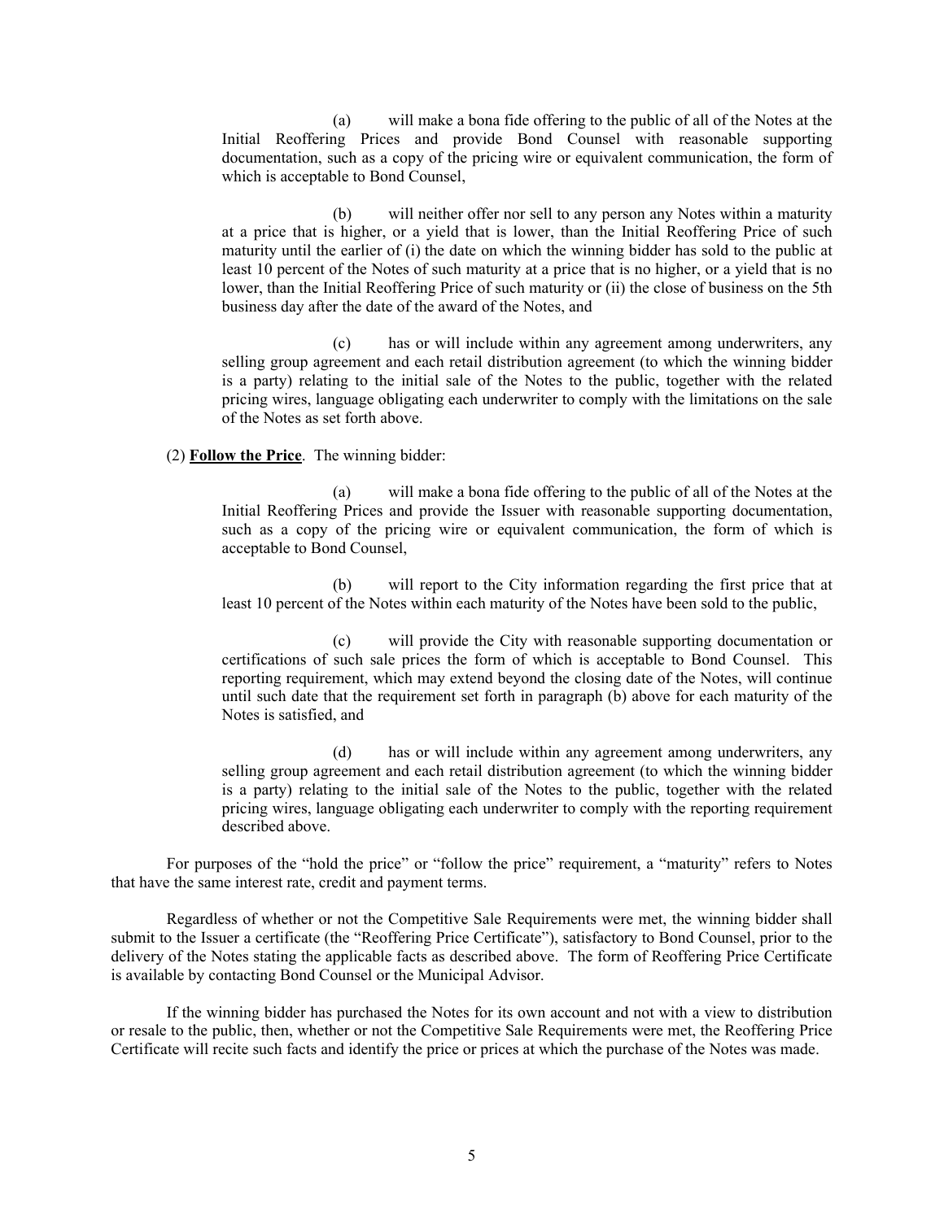(a) will make a bona fide offering to the public of all of the Notes at the Initial Reoffering Prices and provide Bond Counsel with reasonable supporting documentation, such as a copy of the pricing wire or equivalent communication, the form of which is acceptable to Bond Counsel,

(b) will neither offer nor sell to any person any Notes within a maturity at a price that is higher, or a yield that is lower, than the Initial Reoffering Price of such maturity until the earlier of (i) the date on which the winning bidder has sold to the public at least 10 percent of the Notes of such maturity at a price that is no higher, or a yield that is no lower, than the Initial Reoffering Price of such maturity or (ii) the close of business on the 5th business day after the date of the award of the Notes, and

(c) has or will include within any agreement among underwriters, any selling group agreement and each retail distribution agreement (to which the winning bidder is a party) relating to the initial sale of the Notes to the public, together with the related pricing wires, language obligating each underwriter to comply with the limitations on the sale of the Notes as set forth above.

(2) **<u>Follow the Price</u>**. The winning bidder:

(a) will make a bona fide offering to the public of all of the Notes at the Initial Reoffering Prices and provide the Issuer with reasonable supporting documentation, such as a copy of the pricing wire or equivalent communication, the form of which is acceptable to Bond Counsel,

(b) will report to the City information regarding the first price that at least 10 percent of the Notes within each maturity of the Notes have been sold to the public,

(c) will provide the City with reasonable supporting documentation or certifications of such sale prices the form of which is acceptable to Bond Counsel. This reporting requirement, which may extend beyond the closing date of the Notes, will continue until such date that the requirement set forth in paragraph (b) above for each maturity of the Notes is satisfied, and

(d) has or will include within any agreement among underwriters, any selling group agreement and each retail distribution agreement (to which the winning bidder is a party) relating to the initial sale of the Notes to the public, together with the related pricing wires, language obligating each underwriter to comply with the reporting requirement described above.

For purposes of the "hold the price" or "follow the price" requirement, a "maturity" refers to Notes that have the same interest rate, credit and payment terms.

Regardless of whether or not the Competitive Sale Requirements were met, the winning bidder shall submit to the Issuer a certificate (the "Reoffering Price Certificate"), satisfactory to Bond Counsel, prior to the delivery of the Notes stating the applicable facts as described above. The form of Reoffering Price Certificate is available by contacting Bond Counsel or the Municipal Advisor.

If the winning bidder has purchased the Notes for its own account and not with a view to distribution or resale to the public, then, whether or not the Competitive Sale Requirements were met, the Reoffering Price Certificate will recite such facts and identify the price or prices at which the purchase of the Notes was made.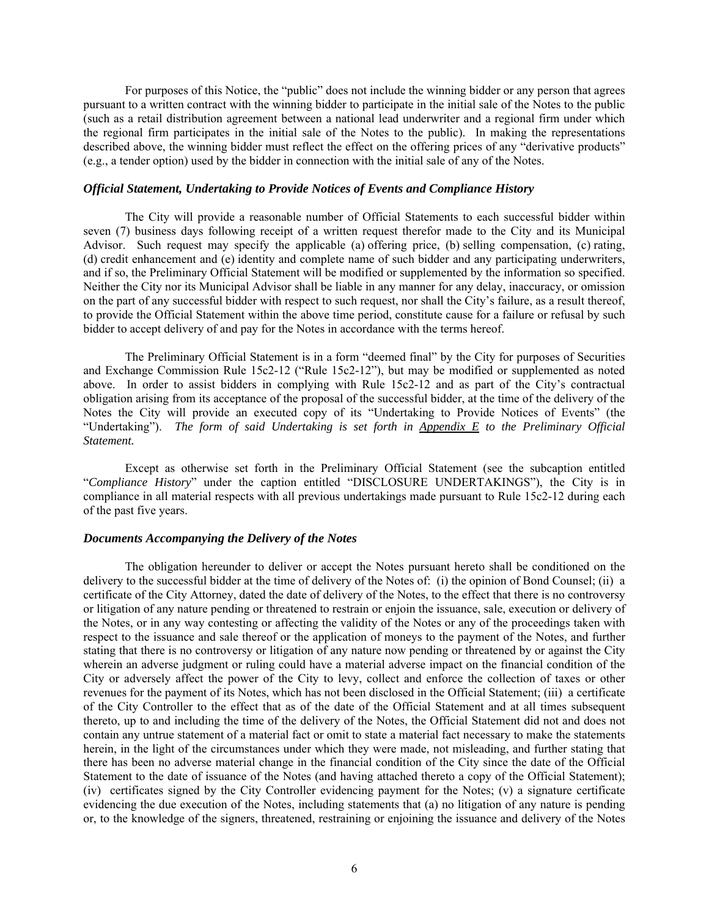For purposes of this Notice, the "public" does not include the winning bidder or any person that agrees pursuant to a written contract with the winning bidder to participate in the initial sale of the Notes to the public (such as a retail distribution agreement between a national lead underwriter and a regional firm under which the regional firm participates in the initial sale of the Notes to the public). In making the representations described above, the winning bidder must reflect the effect on the offering prices of any "derivative products" (e.g., a tender option) used by the bidder in connection with the initial sale of any of the Notes.

### *Official Statement, Undertaking to Provide Notices of Events and Compliance History*

The City will provide a reasonable number of Official Statements to each successful bidder within seven (7) business days following receipt of a written request therefor made to the City and its Municipal Advisor. Such request may specify the applicable (a) offering price, (b) selling compensation, (c) rating, (d) credit enhancement and (e) identity and complete name of such bidder and any participating underwriters, and if so, the Preliminary Official Statement will be modified or supplemented by the information so specified. Neither the City nor its Municipal Advisor shall be liable in any manner for any delay, inaccuracy, or omission on the part of any successful bidder with respect to such request, nor shall the City's failure, as a result thereof, to provide the Official Statement within the above time period, constitute cause for a failure or refusal by such bidder to accept delivery of and pay for the Notes in accordance with the terms hereof.

The Preliminary Official Statement is in a form "deemed final" by the City for purposes of Securities and Exchange Commission Rule 15c2-12 ("Rule 15c2-12"), but may be modified or supplemented as noted above. In order to assist bidders in complying with Rule 15c2-12 and as part of the City's contractual obligation arising from its acceptance of the proposal of the successful bidder, at the time of the delivery of the Notes the City will provide an executed copy of its "Undertaking to Provide Notices of Events" (the "Undertaking"). *The form of said Undertaking is set forth in Appendix E to the Preliminary Official Statement.*

Except as otherwise set forth in the Preliminary Official Statement (see the subcaption entitled "*Compliance History*" under the caption entitled "DISCLOSURE UNDERTAKINGS"), the City is in compliance in all material respects with all previous undertakings made pursuant to Rule 15c2-12 during each of the past five years.

### *Documents Accompanying the Delivery of the Notes*

The obligation hereunder to deliver or accept the Notes pursuant hereto shall be conditioned on the delivery to the successful bidder at the time of delivery of the Notes of: (i) the opinion of Bond Counsel; (ii) a certificate of the City Attorney, dated the date of delivery of the Notes, to the effect that there is no controversy or litigation of any nature pending or threatened to restrain or enjoin the issuance, sale, execution or delivery of the Notes, or in any way contesting or affecting the validity of the Notes or any of the proceedings taken with respect to the issuance and sale thereof or the application of moneys to the payment of the Notes, and further stating that there is no controversy or litigation of any nature now pending or threatened by or against the City wherein an adverse judgment or ruling could have a material adverse impact on the financial condition of the City or adversely affect the power of the City to levy, collect and enforce the collection of taxes or other revenues for the payment of its Notes, which has not been disclosed in the Official Statement; (iii) a certificate of the City Controller to the effect that as of the date of the Official Statement and at all times subsequent thereto, up to and including the time of the delivery of the Notes, the Official Statement did not and does not contain any untrue statement of a material fact or omit to state a material fact necessary to make the statements herein, in the light of the circumstances under which they were made, not misleading, and further stating that there has been no adverse material change in the financial condition of the City since the date of the Official Statement to the date of issuance of the Notes (and having attached thereto a copy of the Official Statement); (iv) certificates signed by the City Controller evidencing payment for the Notes; (v) a signature certificate evidencing the due execution of the Notes, including statements that (a) no litigation of any nature is pending or, to the knowledge of the signers, threatened, restraining or enjoining the issuance and delivery of the Notes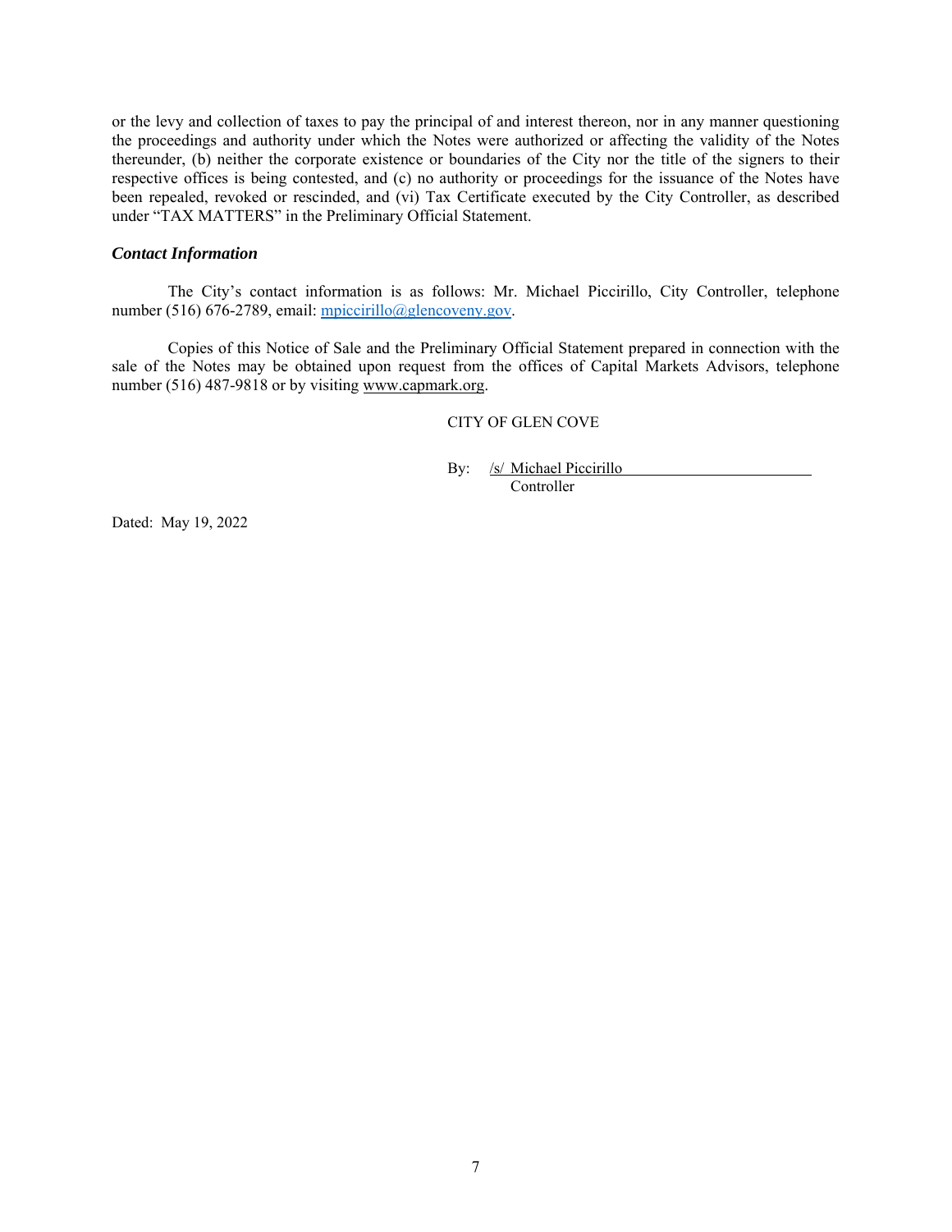or the levy and collection of taxes to pay the principal of and interest thereon, nor in any manner questioning the proceedings and authority under which the Notes were authorized or affecting the validity of the Notes thereunder, (b) neither the corporate existence or boundaries of the City nor the title of the signers to their respective offices is being contested, and (c) no authority or proceedings for the issuance of the Notes have been repealed, revoked or rescinded, and (vi) Tax Certificate executed by the City Controller, as described under "TAX MATTERS" in the Preliminary Official Statement.

### *Contact Information*

The City's contact information is as follows: Mr. Michael Piccirillo, City Controller, telephone number (516) 676-2789, email: mpiccirillo@glencoveny.gov.

Copies of this Notice of Sale and the Preliminary Official Statement prepared in connection with the sale of the Notes may be obtained upon request from the offices of Capital Markets Advisors, telephone number (516) 487-9818 or by visiting www.capmark.org.

CITY OF GLEN COVE

By: /s/ Michael Piccirillo
Controller

Dated: May 19, 2022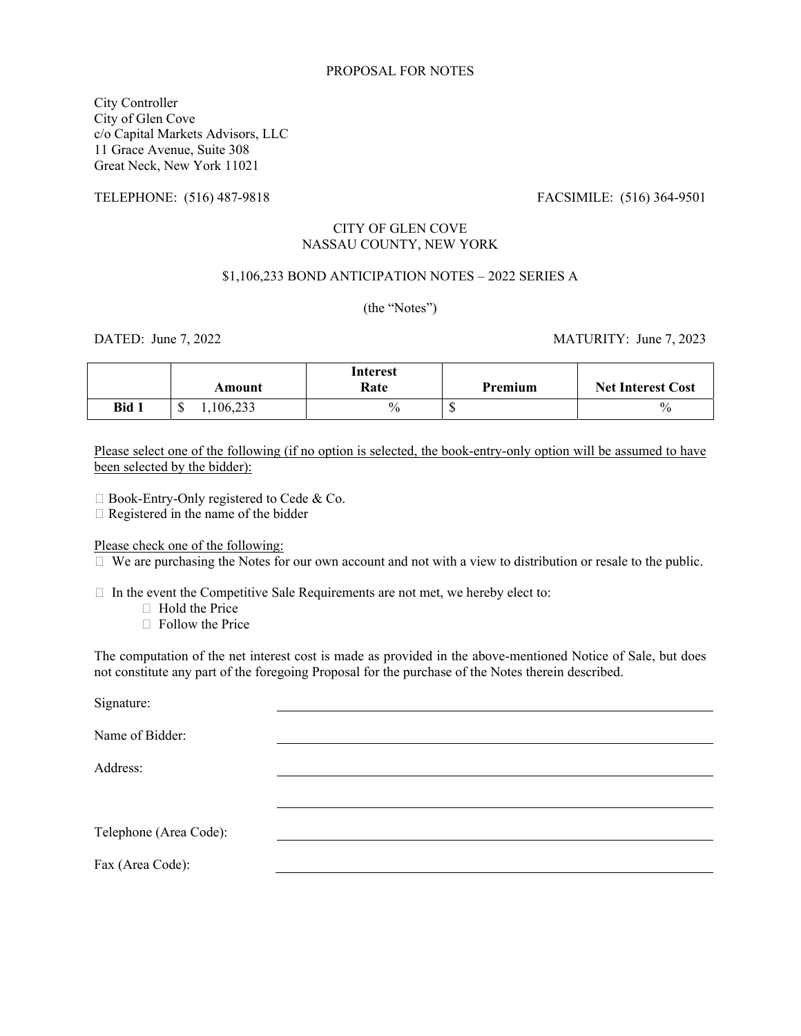PROPOSAL FOR NOTES

City Controller
City of Glen Cove
c/o Capital Markets Advisors, LLC
11 Grace Avenue, Suite 308
Great Neck, New York 11021

TELEPHONE: (516) 487-9818 FACSIMILE: (516) 364-9501

CITY OF GLEN COVE
NASSAU COUNTY, NEW YORK

$1,106,233 BOND ANTICIPATION NOTES – 2022 SERIES A

(the "Notes")

DATED: June 7, 2022 MATURITY: June 7, 2023

| | Amount | Interest Rate | Premium | Net Interest Cost |
|---|---|---|---|---|
| **Bid 1** | $ 1,106,233 | % | $ | % |

Please select one of the following (if no option is selected, the book-entry-only option will be assumed to have been selected by the bidder):

☐ Book-Entry-Only registered to Cede & Co.
☐ Registered in the name of the bidder

Please check one of the following:
☐ We are purchasing the Notes for our own account and not with a view to distribution or resale to the public.

☐ In the event the Competitive Sale Requirements are not met, we hereby elect to:
- ☐ Hold the Price
- ☐ Follow the Price

The computation of the net interest cost is made as provided in the above-mentioned Notice of Sale, but does not constitute any part of the foregoing Proposal for the purchase of the Notes therein described.

Signature: ______________________________

Name of Bidder: ______________________________

Address: ______________________________

______________________________

Telephone (Area Code): ______________________________

Fax (Area Code): ______________________________